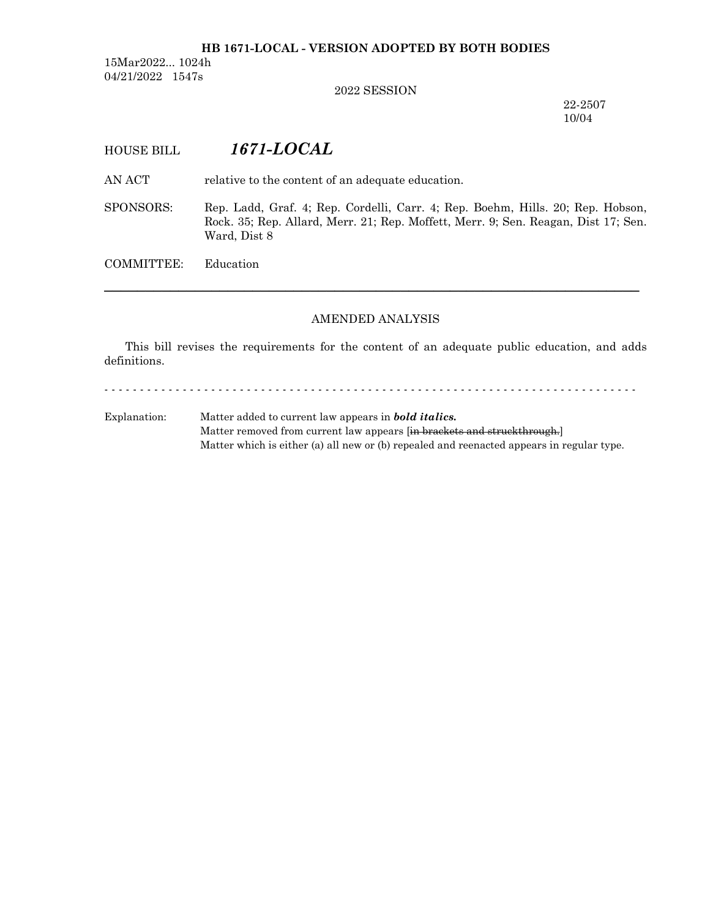**HB 1671-LOCAL - VERSION ADOPTED BY BOTH BODIES**

15Mar2022... 1024h
04/21/2022 1547s

2022 SESSION

22-2507
10/04

HOUSE BILL ***1671-LOCAL***

AN ACT relative to the content of an adequate education.

SPONSORS: Rep. Ladd, Graf. 4; Rep. Cordelli, Carr. 4; Rep. Boehm, Hills. 20; Rep. Hobson, Rock. 35; Rep. Allard, Merr. 21; Rep. Moffett, Merr. 9; Sen. Reagan, Dist 17; Sen. Ward, Dist 8

COMMITTEE: Education

---

AMENDED ANALYSIS

This bill revises the requirements for the content of an adequate public education, and adds definitions.

- - - - - - - - - - - - - - - - - - - - - - - - - - - - - - - - - - - - - - - - - - - - - - - - - - - - - - - - - - - - - - - - - - - - - - - - - - -

Explanation: Matter added to current law appears in ***bold italics.***
Matter removed from current law appears [~~in brackets and struckthrough.~~]
Matter which is either (a) all new or (b) repealed and reenacted appears in regular type.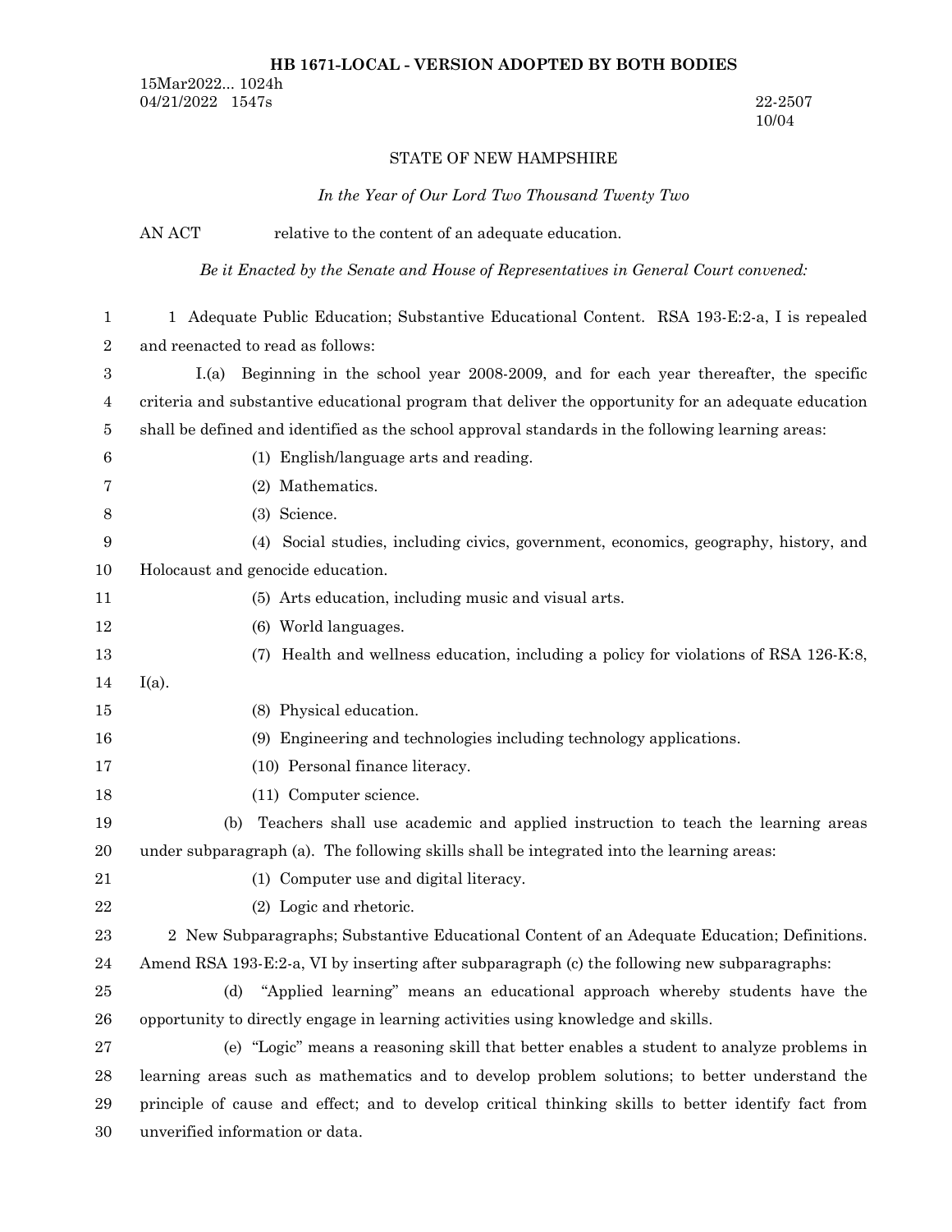**HB 1671-LOCAL - VERSION ADOPTED BY BOTH BODIES**

15Mar2022... 1024h
04/21/2022 1547s

22-2507
10/04

STATE OF NEW HAMPSHIRE

*In the Year of Our Lord Two Thousand Twenty Two*

AN ACT relative to the content of an adequate education.

*Be it Enacted by the Senate and House of Representatives in General Court convened:*

1 Adequate Public Education; Substantive Educational Content. RSA 193-E:2-a, I is repealed and reenacted to read as follows:

I.(a) Beginning in the school year 2008-2009, and for each year thereafter, the specific criteria and substantive educational program that deliver the opportunity for an adequate education shall be defined and identified as the school approval standards in the following learning areas:

(1) English/language arts and reading.

(2) Mathematics.

(3) Science.

(4) Social studies, including civics, government, economics, geography, history, and Holocaust and genocide education.

(5) Arts education, including music and visual arts.

(6) World languages.

(7) Health and wellness education, including a policy for violations of RSA 126-K:8, I(a).

(8) Physical education.

(9) Engineering and technologies including technology applications.

(10) Personal finance literacy.

(11) Computer science.

(b) Teachers shall use academic and applied instruction to teach the learning areas under subparagraph (a). The following skills shall be integrated into the learning areas:

(1) Computer use and digital literacy.

(2) Logic and rhetoric.

2 New Subparagraphs; Substantive Educational Content of an Adequate Education; Definitions. Amend RSA 193-E:2-a, VI by inserting after subparagraph (c) the following new subparagraphs:

(d) "Applied learning" means an educational approach whereby students have the opportunity to directly engage in learning activities using knowledge and skills.

(e) "Logic" means a reasoning skill that better enables a student to analyze problems in learning areas such as mathematics and to develop problem solutions; to better understand the principle of cause and effect; and to develop critical thinking skills to better identify fact from unverified information or data.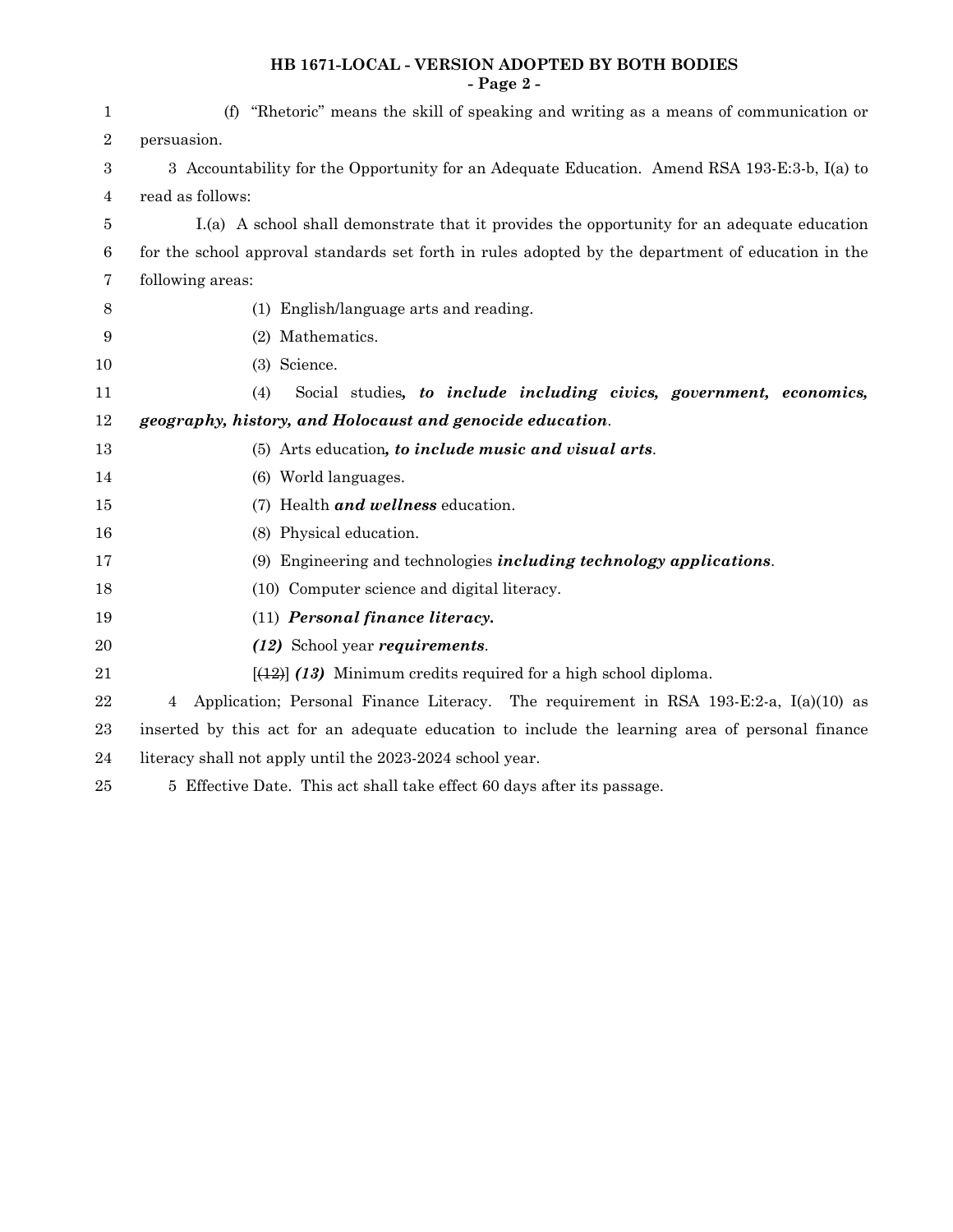(f) "Rhetoric" means the skill of speaking and writing as a means of communication or persuasion.

3 Accountability for the Opportunity for an Adequate Education. Amend RSA 193-E:3-b, I(a) to read as follows:

I.(a) A school shall demonstrate that it provides the opportunity for an adequate education for the school approval standards set forth in rules adopted by the department of education in the following areas:

(1) English/language arts and reading.

(2) Mathematics.

(3) Science.

(4) Social studies***, to include including civics, government, economics, geography, history, and Holocaust and genocide education***.

(5) Arts education***, to include music and visual arts***.

(6) World languages.

(7) Health ***and wellness*** education.

(8) Physical education.

(9) Engineering and technologies ***including technology applications***.

(10) Computer science and digital literacy.

(11) ***Personal finance literacy.***

***(12)*** School year ***requirements***.

[~~(12)~~] ***(13)*** Minimum credits required for a high school diploma.

4 Application; Personal Finance Literacy. The requirement in RSA 193-E:2-a, I(a)(10) as inserted by this act for an adequate education to include the learning area of personal finance literacy shall not apply until the 2023-2024 school year.

5 Effective Date. This act shall take effect 60 days after its passage.